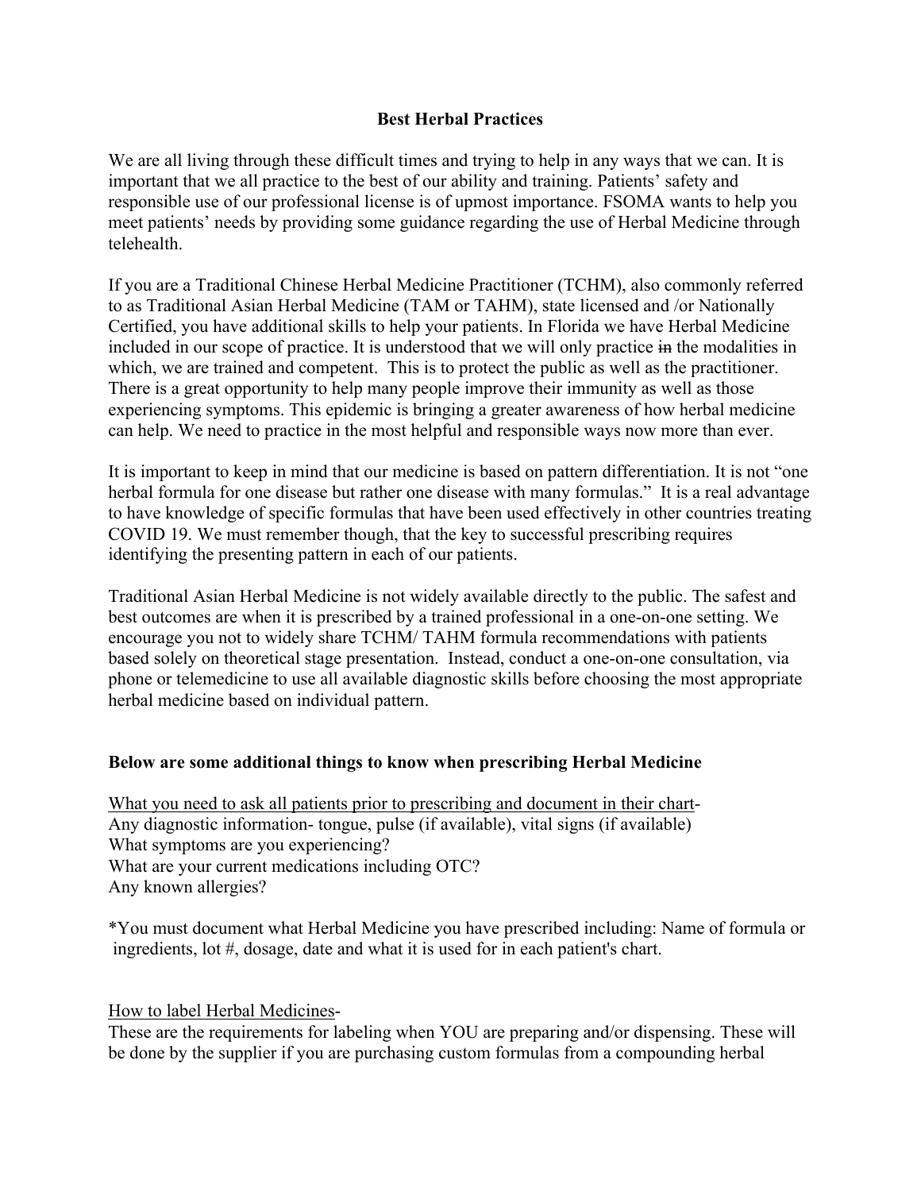**Best Herbal Practices**

We are all living through these difficult times and trying to help in any ways that we can. It is important that we all practice to the best of our ability and training. Patients' safety and responsible use of our professional license is of upmost importance. FSOMA wants to help you meet patients' needs by providing some guidance regarding the use of Herbal Medicine through telehealth.

If you are a Traditional Chinese Herbal Medicine Practitioner (TCHM), also commonly referred to as Traditional Asian Herbal Medicine (TAM or TAHM), state licensed and /or Nationally Certified, you have additional skills to help your patients. In Florida we have Herbal Medicine included in our scope of practice. It is understood that we will only practice ~~in~~ the modalities in which, we are trained and competent. This is to protect the public as well as the practitioner. There is a great opportunity to help many people improve their immunity as well as those experiencing symptoms. This epidemic is bringing a greater awareness of how herbal medicine can help. We need to practice in the most helpful and responsible ways now more than ever.

It is important to keep in mind that our medicine is based on pattern differentiation. It is not "one herbal formula for one disease but rather one disease with many formulas." It is a real advantage to have knowledge of specific formulas that have been used effectively in other countries treating COVID 19. We must remember though, that the key to successful prescribing requires identifying the presenting pattern in each of our patients.

Traditional Asian Herbal Medicine is not widely available directly to the public. The safest and best outcomes are when it is prescribed by a trained professional in a one-on-one setting. We encourage you not to widely share TCHM/ TAHM formula recommendations with patients based solely on theoretical stage presentation. Instead, conduct a one-on-one consultation, via phone or telemedicine to use all available diagnostic skills before choosing the most appropriate herbal medicine based on individual pattern.

**Below are some additional things to know when prescribing Herbal Medicine**

<u>What you need to ask all patients prior to prescribing and document in their chart</u>-
Any diagnostic information- tongue, pulse (if available), vital signs (if available)
What symptoms are you experiencing?
What are your current medications including OTC?
Any known allergies?

*You must document what Herbal Medicine you have prescribed including: Name of formula or ingredients, lot #, dosage, date and what it is used for in each patient's chart.

<u>How to label Herbal Medicines</u>-
These are the requirements for labeling when YOU are preparing and/or dispensing. These will be done by the supplier if you are purchasing custom formulas from a compounding herbal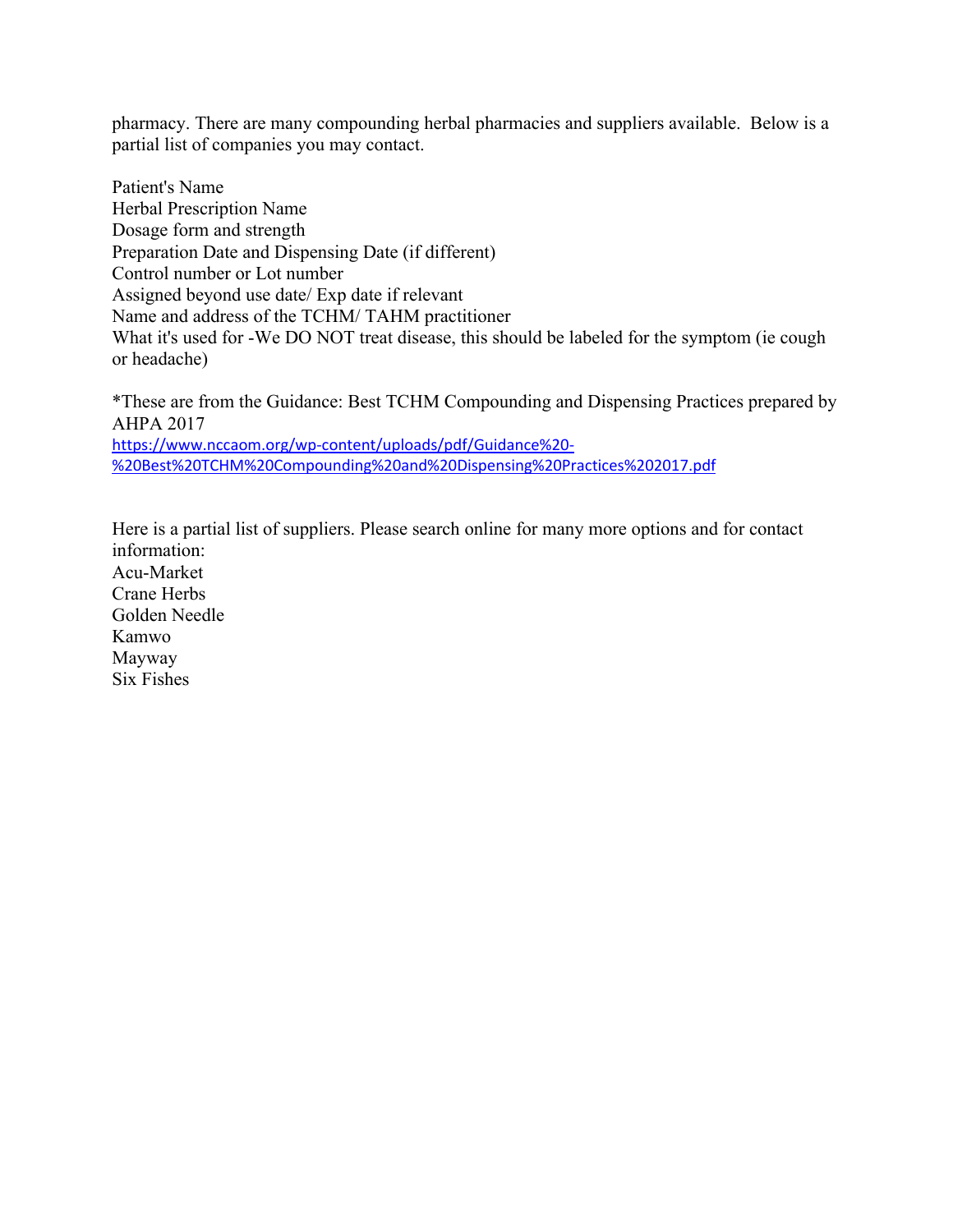pharmacy. There are many compounding herbal pharmacies and suppliers available. Below is a partial list of companies you may contact.

Patient's Name
Herbal Prescription Name
Dosage form and strength
Preparation Date and Dispensing Date (if different)
Control number or Lot number
Assigned beyond use date/ Exp date if relevant
Name and address of the TCHM/ TAHM practitioner
What it's used for -We DO NOT treat disease, this should be labeled for the symptom (ie cough or headache)

*These are from the Guidance: Best TCHM Compounding and Dispensing Practices prepared by AHPA 2017
https://www.nccaom.org/wp-content/uploads/pdf/Guidance%20-%20Best%20TCHM%20Compounding%20and%20Dispensing%20Practices%202017.pdf

Here is a partial list of suppliers. Please search online for many more options and for contact information:
Acu-Market
Crane Herbs
Golden Needle
Kamwo
Mayway
Six Fishes